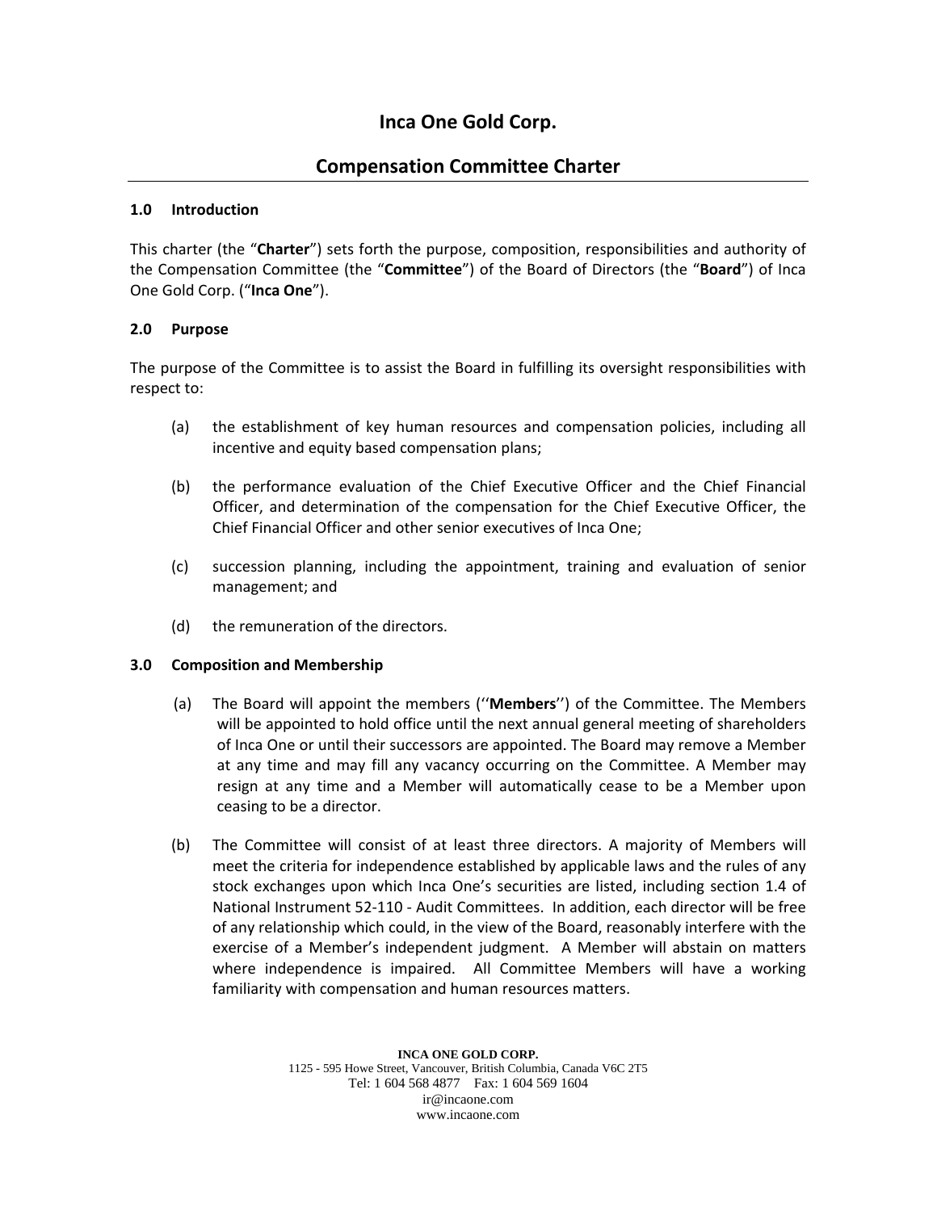# Inca One Gold Corp.

## Compensation Committee Charter

### 1.0 Introduction

This charter (the "**Charter**") sets forth the purpose, composition, responsibilities and authority of the Compensation Committee (the "**Committee**") of the Board of Directors (the "**Board**") of Inca One Gold Corp. ("**Inca One**").

### 2.0 Purpose

The purpose of the Committee is to assist the Board in fulfilling its oversight responsibilities with respect to:

(a) the establishment of key human resources and compensation policies, including all incentive and equity based compensation plans;

(b) the performance evaluation of the Chief Executive Officer and the Chief Financial Officer, and determination of the compensation for the Chief Executive Officer, the Chief Financial Officer and other senior executives of Inca One;

(c) succession planning, including the appointment, training and evaluation of senior management; and

(d) the remuneration of the directors.

### 3.0 Composition and Membership

(a) The Board will appoint the members (''**Members**'') of the Committee. The Members will be appointed to hold office until the next annual general meeting of shareholders of Inca One or until their successors are appointed. The Board may remove a Member at any time and may fill any vacancy occurring on the Committee. A Member may resign at any time and a Member will automatically cease to be a Member upon ceasing to be a director.

(b) The Committee will consist of at least three directors. A majority of Members will meet the criteria for independence established by applicable laws and the rules of any stock exchanges upon which Inca One's securities are listed, including section 1.4 of National Instrument 52-110 - Audit Committees. In addition, each director will be free of any relationship which could, in the view of the Board, reasonably interfere with the exercise of a Member's independent judgment. A Member will abstain on matters where independence is impaired. All Committee Members will have a working familiarity with compensation and human resources matters.

**INCA ONE GOLD CORP.**
1125 - 595 Howe Street, Vancouver, British Columbia, Canada V6C 2T5
Tel: 1 604 568 4877 Fax: 1 604 569 1604
ir@incaone.com
www.incaone.com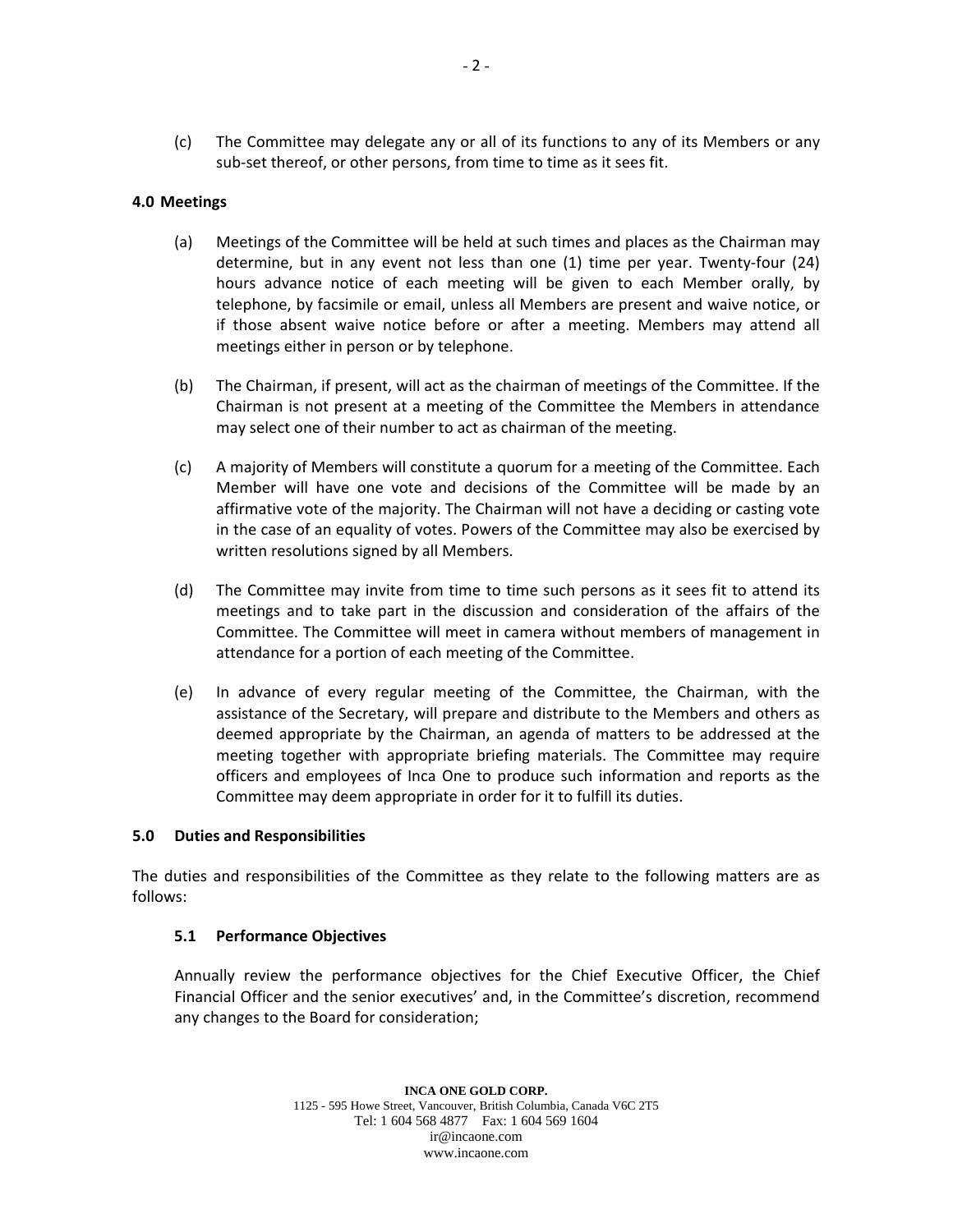(c) The Committee may delegate any or all of its functions to any of its Members or any sub-set thereof, or other persons, from time to time as it sees fit.

**4.0 Meetings**

(a) Meetings of the Committee will be held at such times and places as the Chairman may determine, but in any event not less than one (1) time per year. Twenty-four (24) hours advance notice of each meeting will be given to each Member orally, by telephone, by facsimile or email, unless all Members are present and waive notice, or if those absent waive notice before or after a meeting. Members may attend all meetings either in person or by telephone.

(b) The Chairman, if present, will act as the chairman of meetings of the Committee. If the Chairman is not present at a meeting of the Committee the Members in attendance may select one of their number to act as chairman of the meeting.

(c) A majority of Members will constitute a quorum for a meeting of the Committee. Each Member will have one vote and decisions of the Committee will be made by an affirmative vote of the majority. The Chairman will not have a deciding or casting vote in the case of an equality of votes. Powers of the Committee may also be exercised by written resolutions signed by all Members.

(d) The Committee may invite from time to time such persons as it sees fit to attend its meetings and to take part in the discussion and consideration of the affairs of the Committee. The Committee will meet in camera without members of management in attendance for a portion of each meeting of the Committee.

(e) In advance of every regular meeting of the Committee, the Chairman, with the assistance of the Secretary, will prepare and distribute to the Members and others as deemed appropriate by the Chairman, an agenda of matters to be addressed at the meeting together with appropriate briefing materials. The Committee may require officers and employees of Inca One to produce such information and reports as the Committee may deem appropriate in order for it to fulfill its duties.

**5.0 Duties and Responsibilities**

The duties and responsibilities of the Committee as they relate to the following matters are as follows:

**5.1 Performance Objectives**

Annually review the performance objectives for the Chief Executive Officer, the Chief Financial Officer and the senior executives' and, in the Committee's discretion, recommend any changes to the Board for consideration;

**INCA ONE GOLD CORP.**
1125 - 595 Howe Street, Vancouver, British Columbia, Canada V6C 2T5
Tel: 1 604 568 4877 Fax: 1 604 569 1604
ir@incaone.com
www.incaone.com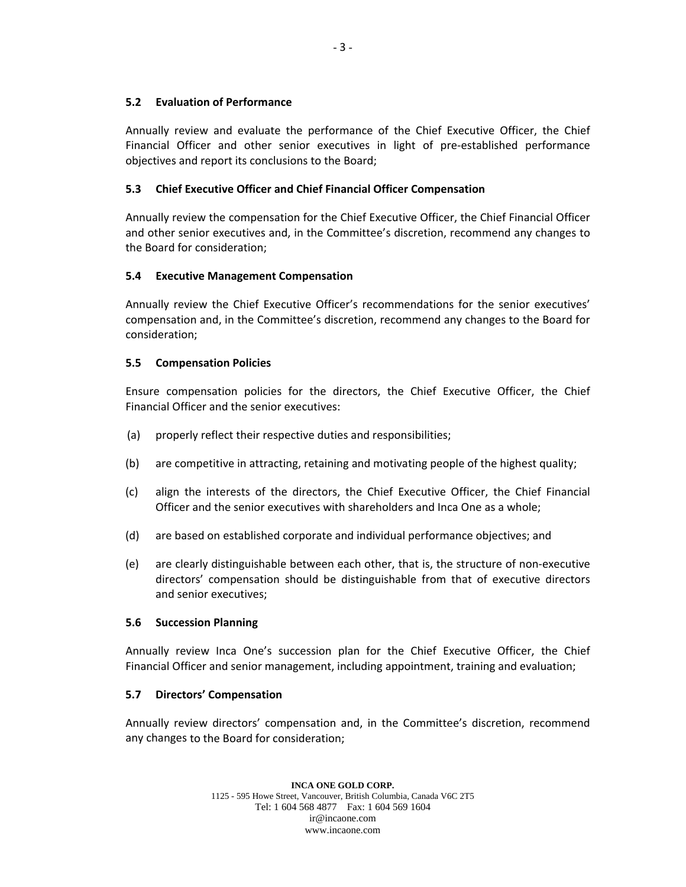### 5.2 Evaluation of Performance

Annually review and evaluate the performance of the Chief Executive Officer, the Chief Financial Officer and other senior executives in light of pre-established performance objectives and report its conclusions to the Board;

### 5.3 Chief Executive Officer and Chief Financial Officer Compensation

Annually review the compensation for the Chief Executive Officer, the Chief Financial Officer and other senior executives and, in the Committee's discretion, recommend any changes to the Board for consideration;

### 5.4 Executive Management Compensation

Annually review the Chief Executive Officer's recommendations for the senior executives' compensation and, in the Committee's discretion, recommend any changes to the Board for consideration;

### 5.5 Compensation Policies

Ensure compensation policies for the directors, the Chief Executive Officer, the Chief Financial Officer and the senior executives:

(a) properly reflect their respective duties and responsibilities;

(b) are competitive in attracting, retaining and motivating people of the highest quality;

(c) align the interests of the directors, the Chief Executive Officer, the Chief Financial Officer and the senior executives with shareholders and Inca One as a whole;

(d) are based on established corporate and individual performance objectives; and

(e) are clearly distinguishable between each other, that is, the structure of non-executive directors' compensation should be distinguishable from that of executive directors and senior executives;

### 5.6 Succession Planning

Annually review Inca One's succession plan for the Chief Executive Officer, the Chief Financial Officer and senior management, including appointment, training and evaluation;

### 5.7 Directors' Compensation

Annually review directors' compensation and, in the Committee's discretion, recommend any changes to the Board for consideration;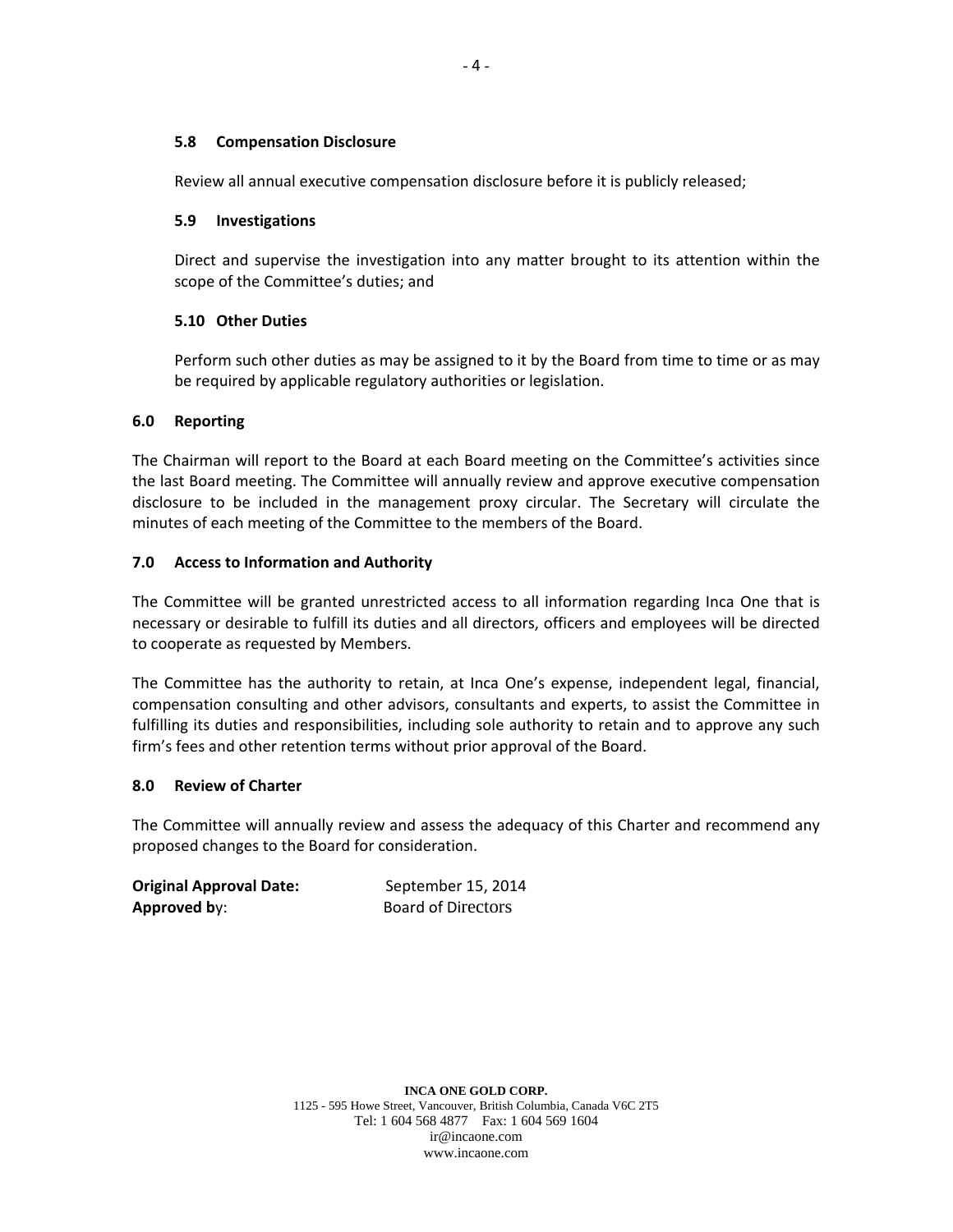### 5.8 Compensation Disclosure

Review all annual executive compensation disclosure before it is publicly released;

### 5.9 Investigations

Direct and supervise the investigation into any matter brought to its attention within the scope of the Committee's duties; and

### 5.10 Other Duties

Perform such other duties as may be assigned to it by the Board from time to time or as may be required by applicable regulatory authorities or legislation.

## 6.0 Reporting

The Chairman will report to the Board at each Board meeting on the Committee's activities since the last Board meeting. The Committee will annually review and approve executive compensation disclosure to be included in the management proxy circular. The Secretary will circulate the minutes of each meeting of the Committee to the members of the Board.

## 7.0 Access to Information and Authority

The Committee will be granted unrestricted access to all information regarding Inca One that is necessary or desirable to fulfill its duties and all directors, officers and employees will be directed to cooperate as requested by Members.

The Committee has the authority to retain, at Inca One's expense, independent legal, financial, compensation consulting and other advisors, consultants and experts, to assist the Committee in fulfilling its duties and responsibilities, including sole authority to retain and to approve any such firm's fees and other retention terms without prior approval of the Board.

## 8.0 Review of Charter

The Committee will annually review and assess the adequacy of this Charter and recommend any proposed changes to the Board for consideration.

**Original Approval Date:** September 15, 2014
**Approved by**: Board of Directors

**INCA ONE GOLD CORP.**
1125 - 595 Howe Street, Vancouver, British Columbia, Canada V6C 2T5
Tel: 1 604 568 4877 Fax: 1 604 569 1604
ir@incaone.com
www.incaone.com